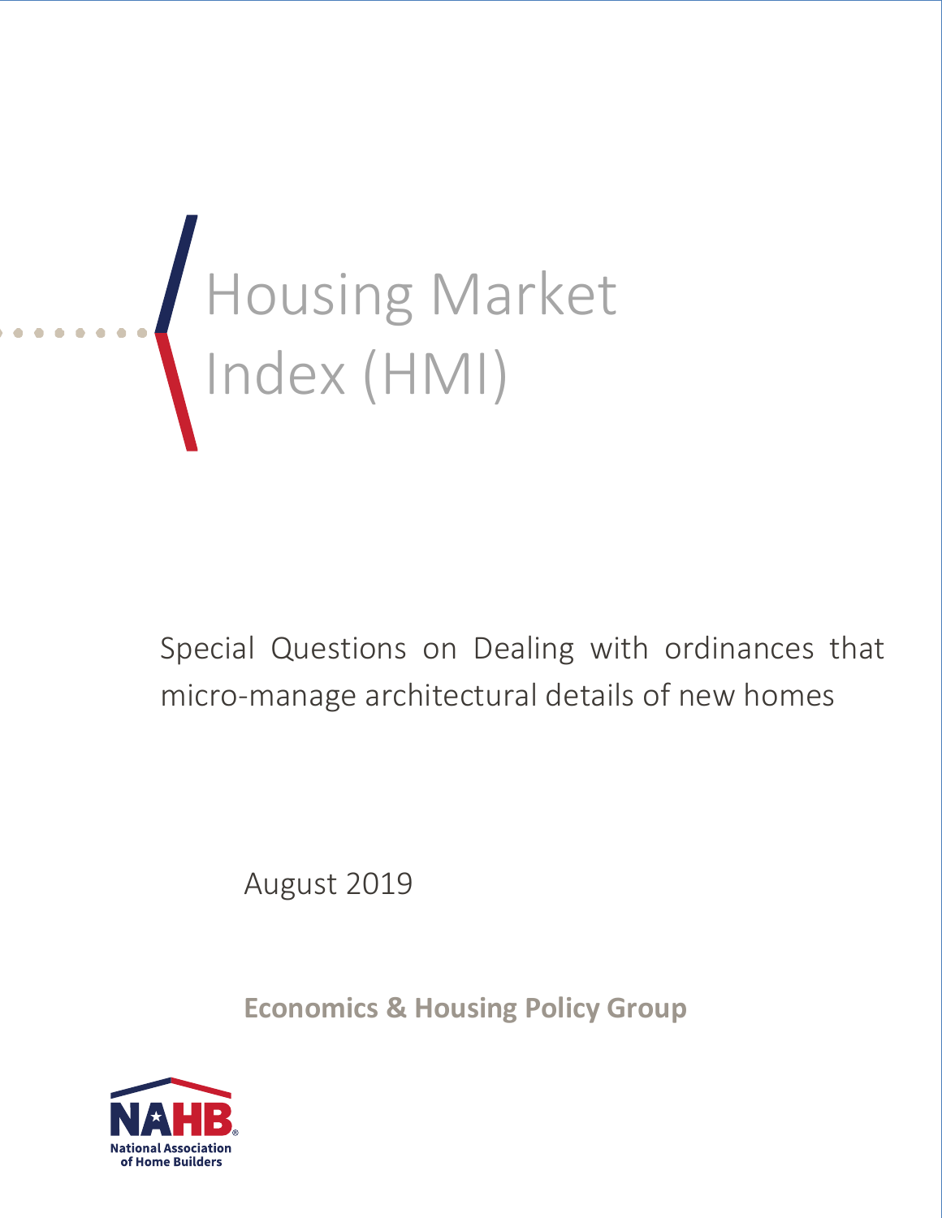# Housing Market Index (HMI)

Special Questions on Dealing with ordinances that micro-manage architectural details of new homes

August 2019

**Economics & Housing Policy Group**

NAHB
National Association of Home Builders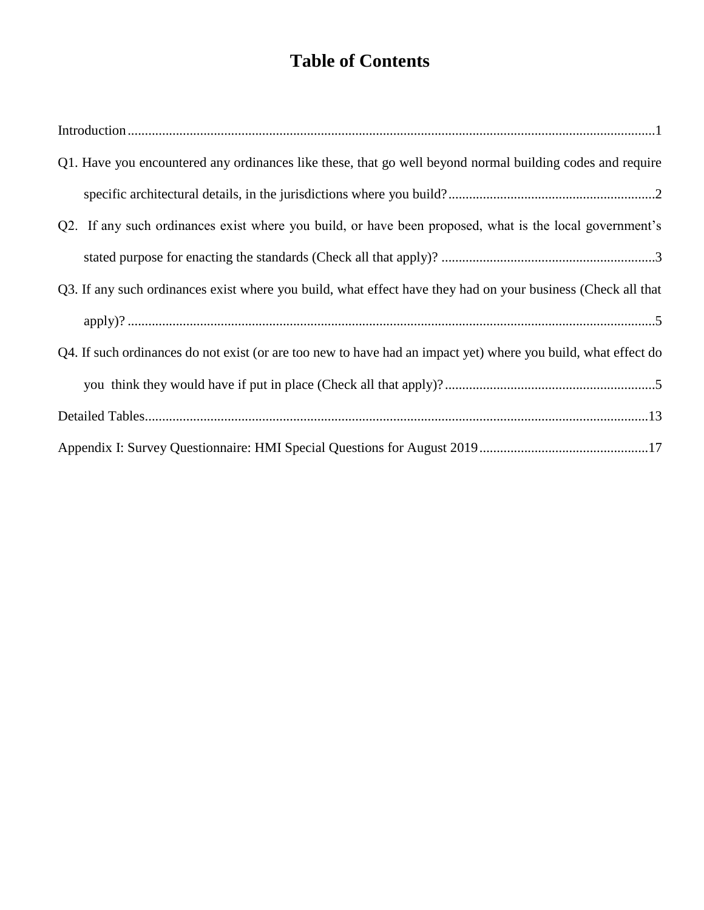# Table of Contents

Introduction ........................................................................................................................................ 1

Q1. Have you encountered any ordinances like these, that go well beyond normal building codes and require specific architectural details, in the jurisdictions where you build? ........................................................... 2

Q2. If any such ordinances exist where you build, or have been proposed, what is the local government's stated purpose for enacting the standards (Check all that apply)? ............................................................. 3

Q3. If any such ordinances exist where you build, what effect have they had on your business (Check all that apply)? ....................................................................................................................................... 5

Q4. If such ordinances do not exist (or are too new to have had an impact yet) where you build, what effect do you think they would have if put in place (Check all that apply)? ............................................................ 5

Detailed Tables ................................................................................................................................. 13

Appendix I: Survey Questionnaire: HMI Special Questions for August 2019 ................................................ 17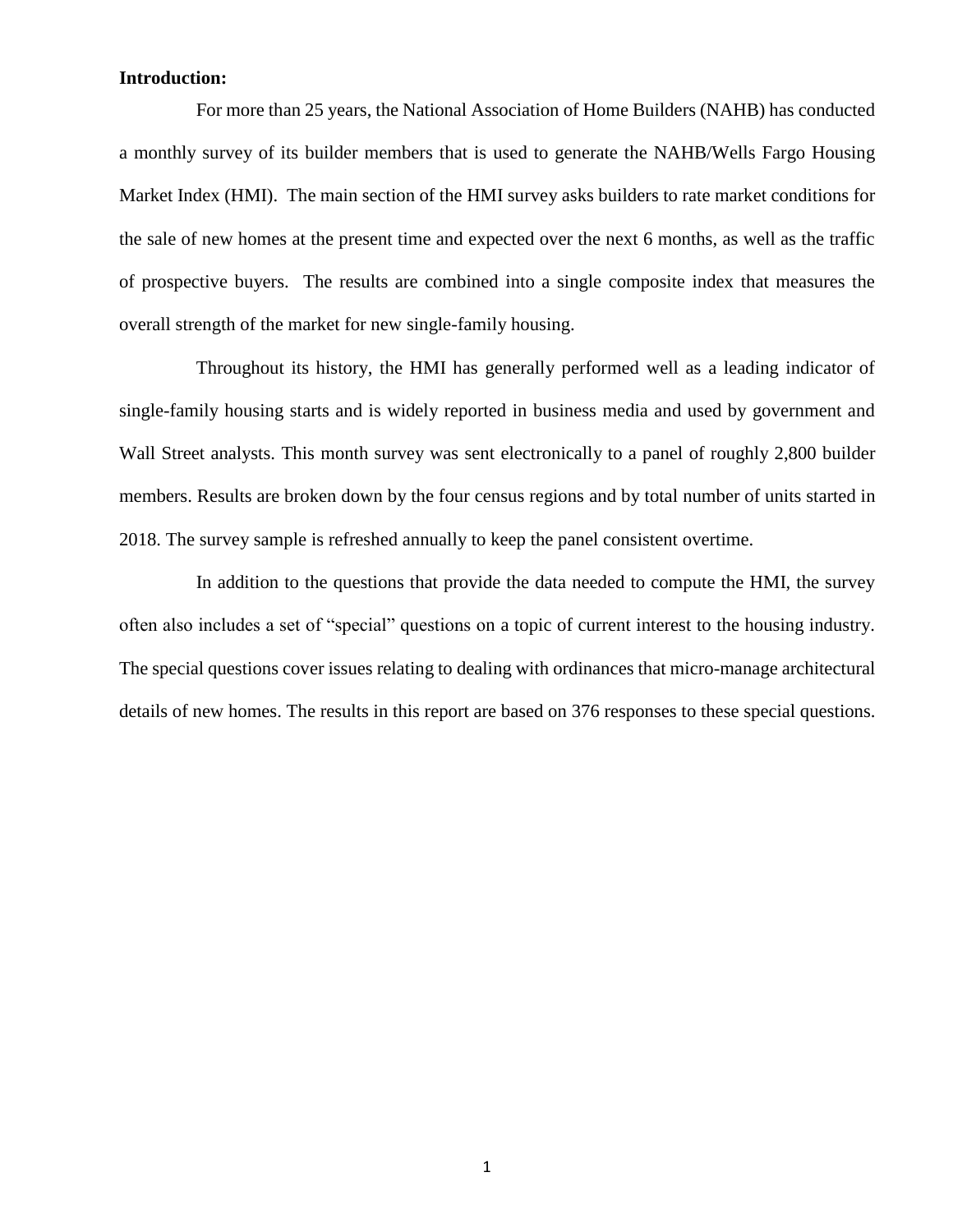**Introduction:**

For more than 25 years, the National Association of Home Builders (NAHB) has conducted a monthly survey of its builder members that is used to generate the NAHB/Wells Fargo Housing Market Index (HMI). The main section of the HMI survey asks builders to rate market conditions for the sale of new homes at the present time and expected over the next 6 months, as well as the traffic of prospective buyers. The results are combined into a single composite index that measures the overall strength of the market for new single-family housing.

Throughout its history, the HMI has generally performed well as a leading indicator of single-family housing starts and is widely reported in business media and used by government and Wall Street analysts. This month survey was sent electronically to a panel of roughly 2,800 builder members. Results are broken down by the four census regions and by total number of units started in 2018. The survey sample is refreshed annually to keep the panel consistent overtime.

In addition to the questions that provide the data needed to compute the HMI, the survey often also includes a set of "special" questions on a topic of current interest to the housing industry. The special questions cover issues relating to dealing with ordinances that micro-manage architectural details of new homes. The results in this report are based on 376 responses to these special questions.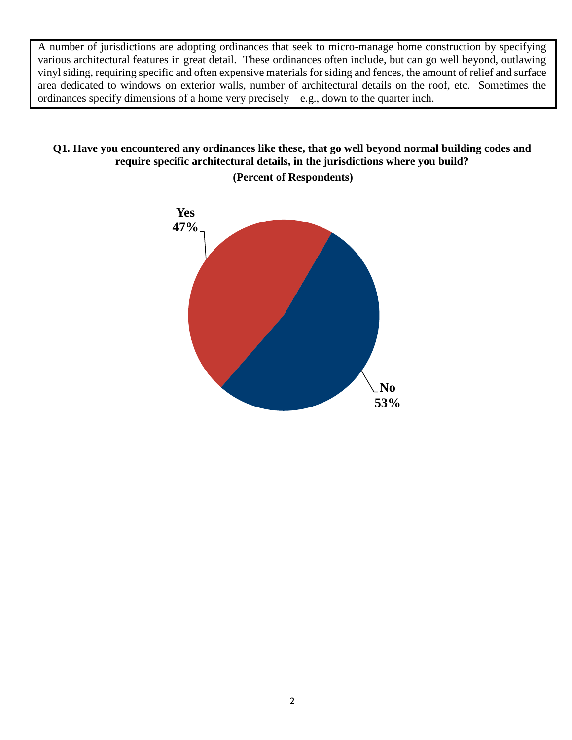A number of jurisdictions are adopting ordinances that seek to micro-manage home construction by specifying various architectural features in great detail. These ordinances often include, but can go well beyond, outlawing vinyl siding, requiring specific and often expensive materials for siding and fences, the amount of relief and surface area dedicated to windows on exterior walls, number of architectural details on the roof, etc. Sometimes the ordinances specify dimensions of a home very precisely—e.g., down to the quarter inch.

**Q1. Have you encountered any ordinances like these, that go well beyond normal building codes and require specific architectural details, in the jurisdictions where you build?**

**(Percent of Respondents)**

| Response | Percent |
| --- | --- |
| Yes | 47% |
| No | 53% |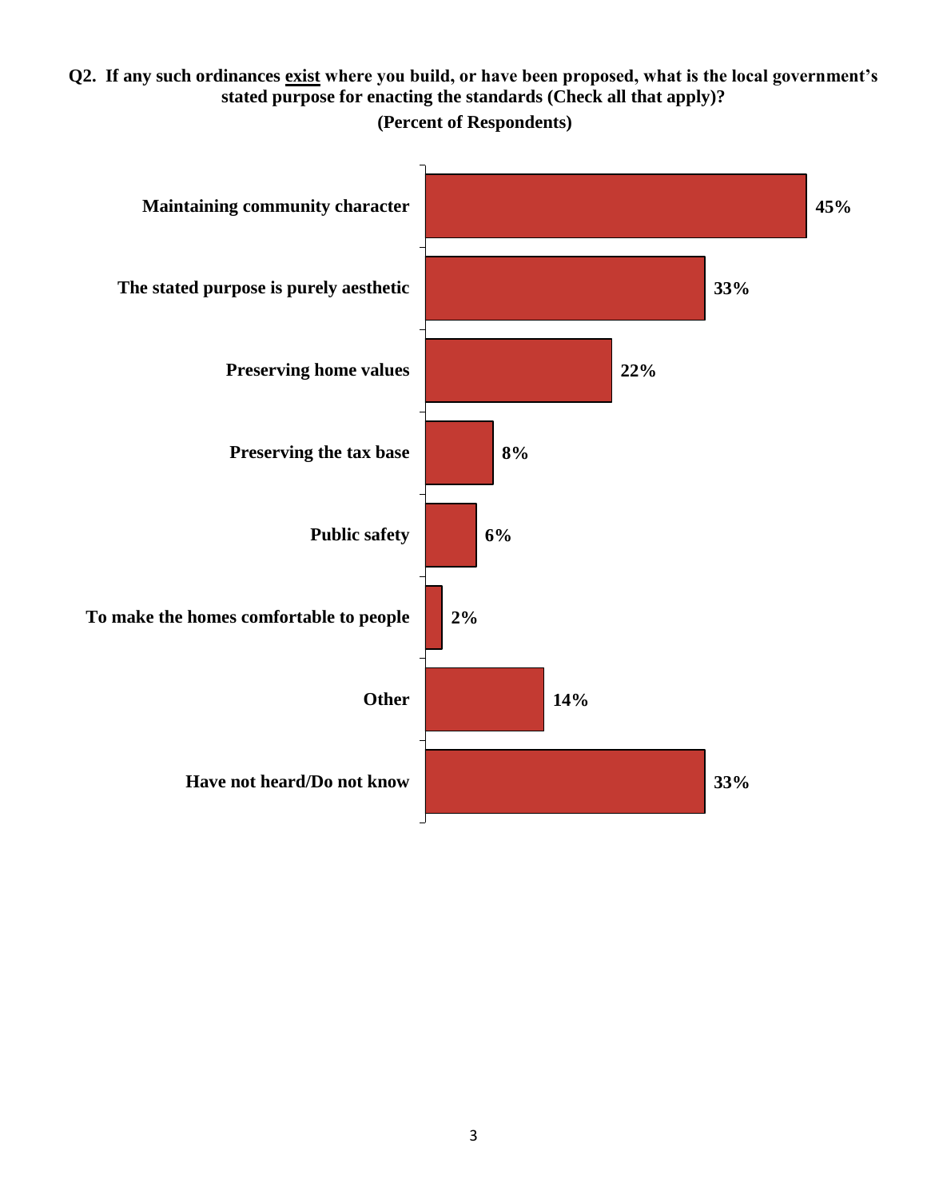**Q2. If any such ordinances exist where you build, or have been proposed, what is the local government's stated purpose for enacting the standards (Check all that apply)?**

**(Percent of Respondents)**

| Stated purpose | Percent |
| --- | --- |
| Maintaining community character | 45% |
| The stated purpose is purely aesthetic | 33% |
| Preserving home values | 22% |
| Preserving the tax base | 8% |
| Public safety | 6% |
| To make the homes comfortable to people | 2% |
| Other | 14% |
| Have not heard/Do not know | 33% |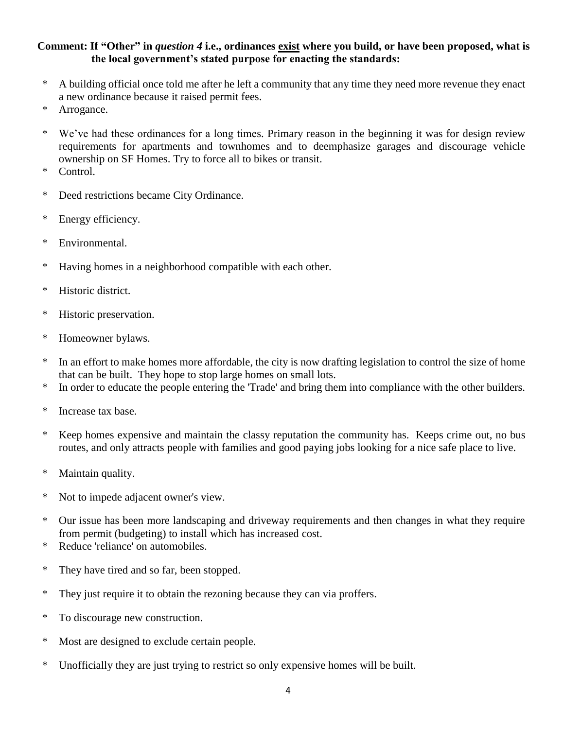**Comment: If "Other" in *question 4* i.e., ordinances <u>exist</u> where you build, or have been proposed, what is the local government's stated purpose for enacting the standards:**

* A building official once told me after he left a community that any time they need more revenue they enact a new ordinance because it raised permit fees.
* Arrogance.
* We've had these ordinances for a long times. Primary reason in the beginning it was for design review requirements for apartments and townhomes and to deemphasize garages and discourage vehicle ownership on SF Homes. Try to force all to bikes or transit.
* Control.
* Deed restrictions became City Ordinance.
* Energy efficiency.
* Environmental.
* Having homes in a neighborhood compatible with each other.
* Historic district.
* Historic preservation.
* Homeowner bylaws.
* In an effort to make homes more affordable, the city is now drafting legislation to control the size of home that can be built. They hope to stop large homes on small lots.
* In order to educate the people entering the 'Trade' and bring them into compliance with the other builders.
* Increase tax base.
* Keep homes expensive and maintain the classy reputation the community has. Keeps crime out, no bus routes, and only attracts people with families and good paying jobs looking for a nice safe place to live.
* Maintain quality.
* Not to impede adjacent owner's view.
* Our issue has been more landscaping and driveway requirements and then changes in what they require from permit (budgeting) to install which has increased cost.
* Reduce 'reliance' on automobiles.
* They have tired and so far, been stopped.
* They just require it to obtain the rezoning because they can via proffers.
* To discourage new construction.
* Most are designed to exclude certain people.
* Unofficially they are just trying to restrict so only expensive homes will be built.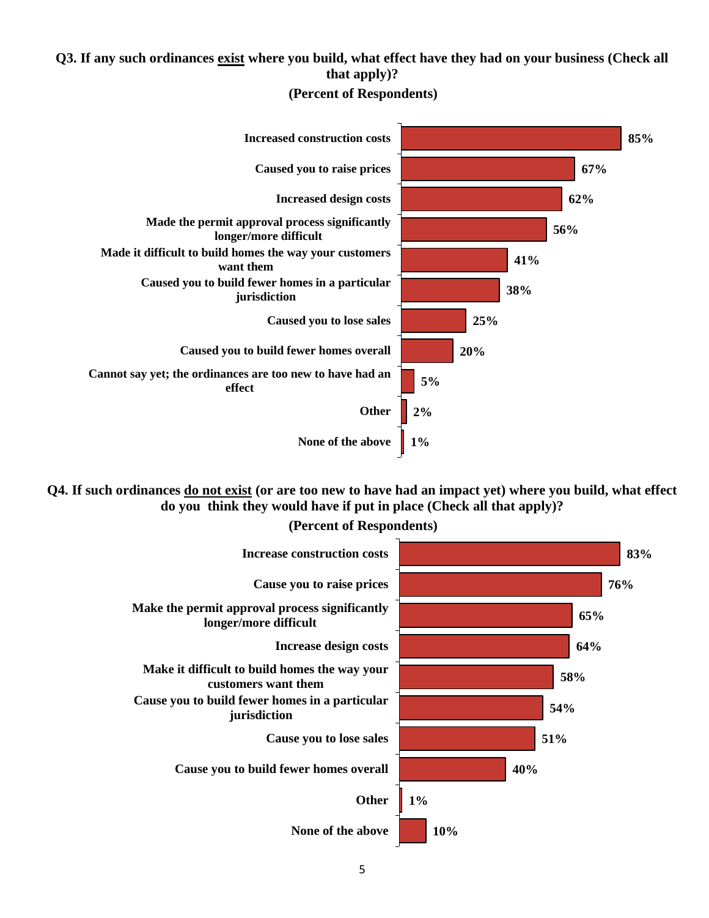**Q3. If any such ordinances exist where you build, what effect have they had on your business (Check all that apply)?**

**(Percent of Respondents)**

| Effect | Percent |
| --- | --- |
| Increased construction costs | 85% |
| Caused you to raise prices | 67% |
| Increased design costs | 62% |
| Made the permit approval process significantly longer/more difficult | 56% |
| Made it difficult to build homes the way your customers want them | 41% |
| Caused you to build fewer homes in a particular jurisdiction | 38% |
| Caused you to lose sales | 25% |
| Caused you to build fewer homes overall | 20% |
| Cannot say yet; the ordinances are too new to have had an effect | 5% |
| Other | 2% |
| None of the above | 1% |

**Q4. If such ordinances do not exist (or are too new to have had an impact yet) where you build, what effect do you think they would have if put in place (Check all that apply)?**

**(Percent of Respondents)**

| Effect | Percent |
| --- | --- |
| Increase construction costs | 83% |
| Cause you to raise prices | 76% |
| Make the permit approval process significantly longer/more difficult | 65% |
| Increase design costs | 64% |
| Make it difficult to build homes the way your customers want them | 58% |
| Cause you to build fewer homes in a particular jurisdiction | 54% |
| Cause you to lose sales | 51% |
| Cause you to build fewer homes overall | 40% |
| Other | 1% |
| None of the above | 10% |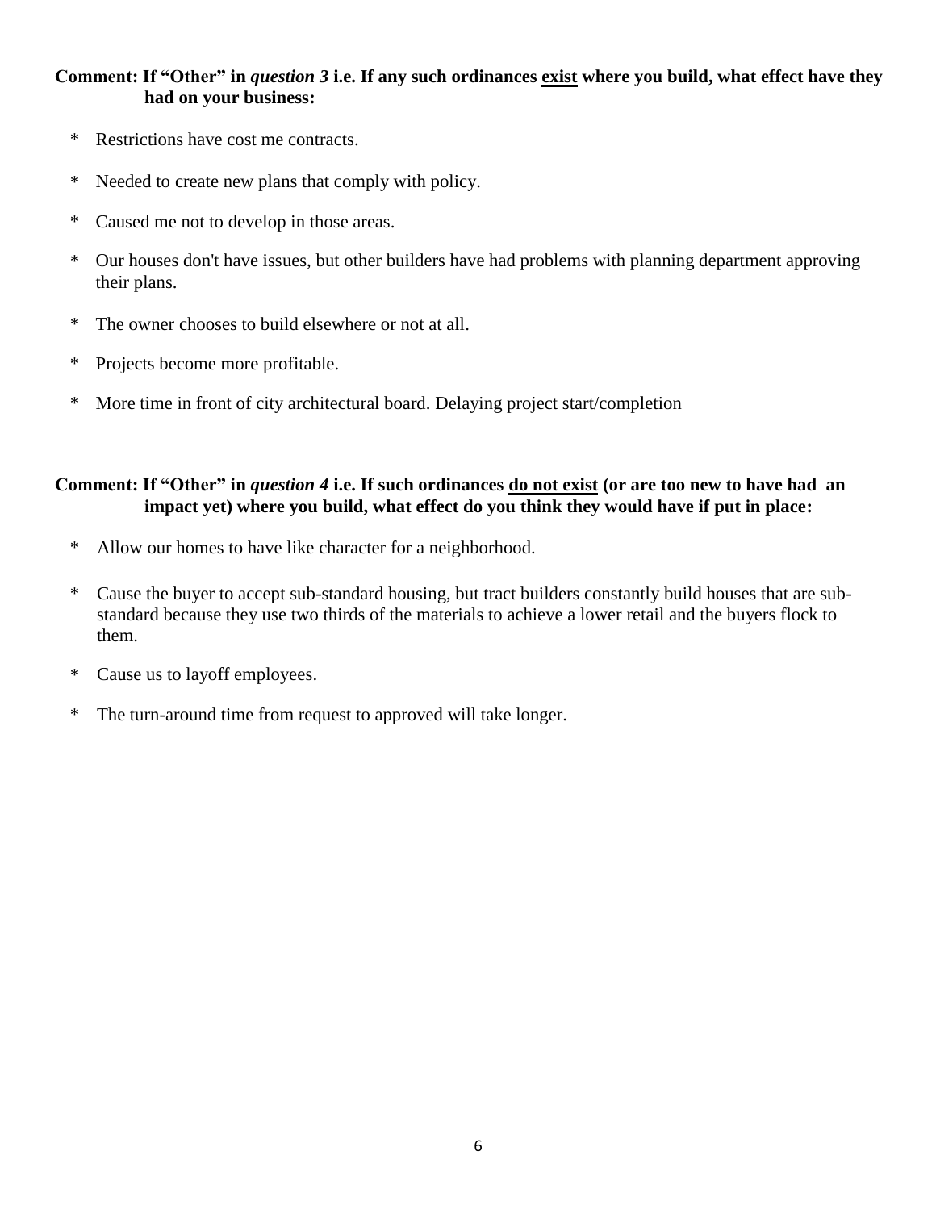**Comment: If "Other" in *question 3* i.e. If any such ordinances <u>exist</u> where you build, what effect have they had on your business:**

* Restrictions have cost me contracts.
* Needed to create new plans that comply with policy.
* Caused me not to develop in those areas.
* Our houses don't have issues, but other builders have had problems with planning department approving their plans.
* The owner chooses to build elsewhere or not at all.
* Projects become more profitable.
* More time in front of city architectural board. Delaying project start/completion

**Comment: If "Other" in *question 4* i.e. If such ordinances <u>do not exist</u> (or are too new to have had an impact yet) where you build, what effect do you think they would have if put in place:**

* Allow our homes to have like character for a neighborhood.
* Cause the buyer to accept sub-standard housing, but tract builders constantly build houses that are sub-standard because they use two thirds of the materials to achieve a lower retail and the buyers flock to them.
* Cause us to layoff employees.
* The turn-around time from request to approved will take longer.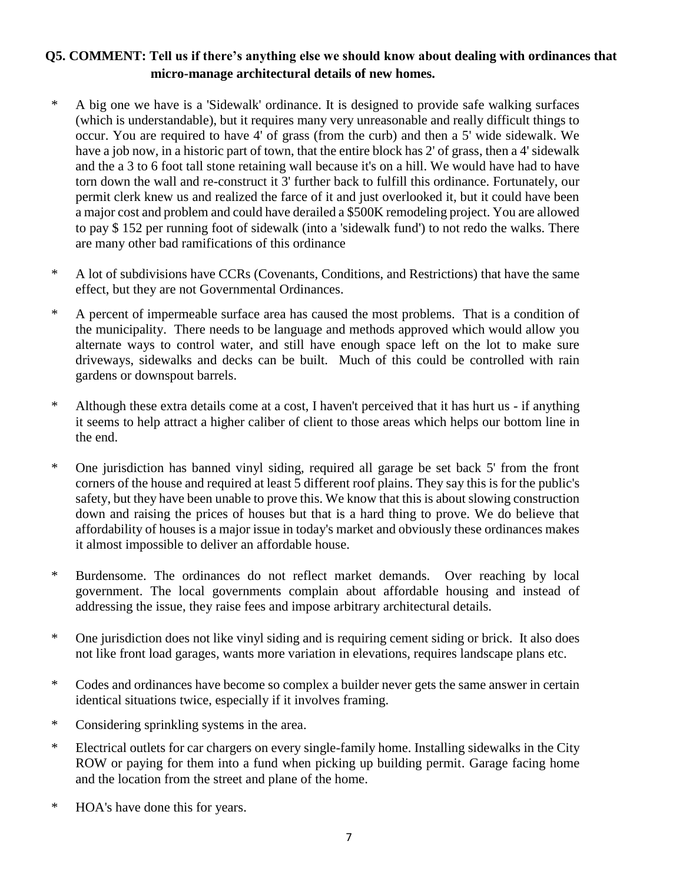### Q5. COMMENT: Tell us if there's anything else we should know about dealing with ordinances that micro-manage architectural details of new homes.

- A big one we have is a 'Sidewalk' ordinance. It is designed to provide safe walking surfaces (which is understandable), but it requires many very unreasonable and really difficult things to occur. You are required to have 4' of grass (from the curb) and then a 5' wide sidewalk. We have a job now, in a historic part of town, that the entire block has 2' of grass, then a 4' sidewalk and the a 3 to 6 foot tall stone retaining wall because it's on a hill. We would have had to have torn down the wall and re-construct it 3' further back to fulfill this ordinance. Fortunately, our permit clerk knew us and realized the farce of it and just overlooked it, but it could have been a major cost and problem and could have derailed a $500K remodeling project. You are allowed to pay $ 152 per running foot of sidewalk (into a 'sidewalk fund') to not redo the walks. There are many other bad ramifications of this ordinance

- A lot of subdivisions have CCRs (Covenants, Conditions, and Restrictions) that have the same effect, but they are not Governmental Ordinances.

- A percent of impermeable surface area has caused the most problems. That is a condition of the municipality. There needs to be language and methods approved which would allow you alternate ways to control water, and still have enough space left on the lot to make sure driveways, sidewalks and decks can be built. Much of this could be controlled with rain gardens or downspout barrels.

- Although these extra details come at a cost, I haven't perceived that it has hurt us - if anything it seems to help attract a higher caliber of client to those areas which helps our bottom line in the end.

- One jurisdiction has banned vinyl siding, required all garage be set back 5' from the front corners of the house and required at least 5 different roof plains. They say this is for the public's safety, but they have been unable to prove this. We know that this is about slowing construction down and raising the prices of houses but that is a hard thing to prove. We do believe that affordability of houses is a major issue in today's market and obviously these ordinances makes it almost impossible to deliver an affordable house.

- Burdensome. The ordinances do not reflect market demands. Over reaching by local government. The local governments complain about affordable housing and instead of addressing the issue, they raise fees and impose arbitrary architectural details.

- One jurisdiction does not like vinyl siding and is requiring cement siding or brick. It also does not like front load garages, wants more variation in elevations, requires landscape plans etc.

- Codes and ordinances have become so complex a builder never gets the same answer in certain identical situations twice, especially if it involves framing.

- Considering sprinkling systems in the area.

- Electrical outlets for car chargers on every single-family home. Installing sidewalks in the City ROW or paying for them into a fund when picking up building permit. Garage facing home and the location from the street and plane of the home.

- HOA's have done this for years.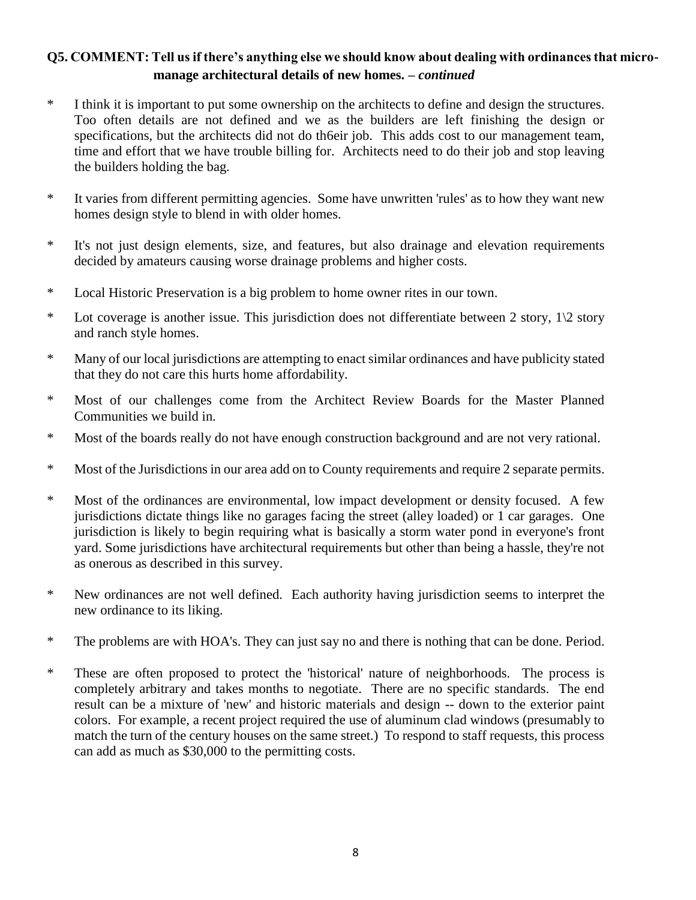### Q5. COMMENT: Tell us if there's anything else we should know about dealing with ordinances that micro-manage architectural details of new homes. – *continued*

* I think it is important to put some ownership on the architects to define and design the structures. Too often details are not defined and we as the builders are left finishing the design or specifications, but the architects did not do th6eir job. This adds cost to our management team, time and effort that we have trouble billing for. Architects need to do their job and stop leaving the builders holding the bag.

* It varies from different permitting agencies. Some have unwritten 'rules' as to how they want new homes design style to blend in with older homes.

* It's not just design elements, size, and features, but also drainage and elevation requirements decided by amateurs causing worse drainage problems and higher costs.

* Local Historic Preservation is a big problem to home owner rites in our town.

* Lot coverage is another issue. This jurisdiction does not differentiate between 2 story, 1\2 story and ranch style homes.

* Many of our local jurisdictions are attempting to enact similar ordinances and have publicity stated that they do not care this hurts home affordability.

* Most of our challenges come from the Architect Review Boards for the Master Planned Communities we build in.

* Most of the boards really do not have enough construction background and are not very rational.

* Most of the Jurisdictions in our area add on to County requirements and require 2 separate permits.

* Most of the ordinances are environmental, low impact development or density focused. A few jurisdictions dictate things like no garages facing the street (alley loaded) or 1 car garages. One jurisdiction is likely to begin requiring what is basically a storm water pond in everyone's front yard. Some jurisdictions have architectural requirements but other than being a hassle, they're not as onerous as described in this survey.

* New ordinances are not well defined. Each authority having jurisdiction seems to interpret the new ordinance to its liking.

* The problems are with HOA's. They can just say no and there is nothing that can be done. Period.

* These are often proposed to protect the 'historical' nature of neighborhoods. The process is completely arbitrary and takes months to negotiate. There are no specific standards. The end result can be a mixture of 'new' and historic materials and design -- down to the exterior paint colors. For example, a recent project required the use of aluminum clad windows (presumably to match the turn of the century houses on the same street.) To respond to staff requests, this process can add as much as $30,000 to the permitting costs.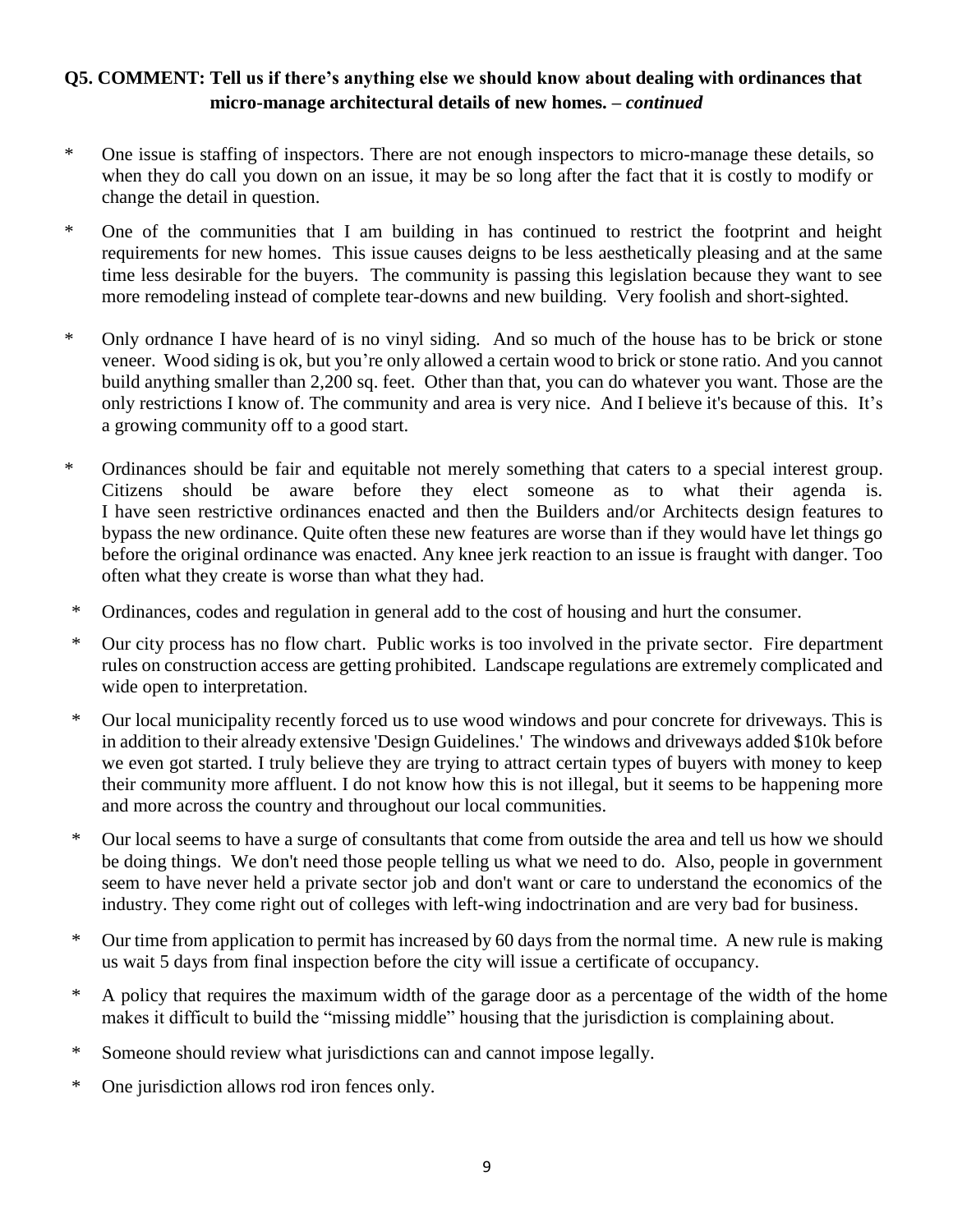### Q5. COMMENT: Tell us if there's anything else we should know about dealing with ordinances that micro-manage architectural details of new homes. – *continued*

- One issue is staffing of inspectors. There are not enough inspectors to micro-manage these details, so when they do call you down on an issue, it may be so long after the fact that it is costly to modify or change the detail in question.

- One of the communities that I am building in has continued to restrict the footprint and height requirements for new homes. This issue causes deigns to be less aesthetically pleasing and at the same time less desirable for the buyers. The community is passing this legislation because they want to see more remodeling instead of complete tear-downs and new building. Very foolish and short-sighted.

- Only ordnance I have heard of is no vinyl siding. And so much of the house has to be brick or stone veneer. Wood siding is ok, but you're only allowed a certain wood to brick or stone ratio. And you cannot build anything smaller than 2,200 sq. feet. Other than that, you can do whatever you want. Those are the only restrictions I know of. The community and area is very nice. And I believe it's because of this. It's a growing community off to a good start.

- Ordinances should be fair and equitable not merely something that caters to a special interest group. Citizens should be aware before they elect someone as to what their agenda is. I have seen restrictive ordinances enacted and then the Builders and/or Architects design features to bypass the new ordinance. Quite often these new features are worse than if they would have let things go before the original ordinance was enacted. Any knee jerk reaction to an issue is fraught with danger. Too often what they create is worse than what they had.

- Ordinances, codes and regulation in general add to the cost of housing and hurt the consumer.

- Our city process has no flow chart. Public works is too involved in the private sector. Fire department rules on construction access are getting prohibited. Landscape regulations are extremely complicated and wide open to interpretation.

- Our local municipality recently forced us to use wood windows and pour concrete for driveways. This is in addition to their already extensive 'Design Guidelines.' The windows and driveways added $10k before we even got started. I truly believe they are trying to attract certain types of buyers with money to keep their community more affluent. I do not know how this is not illegal, but it seems to be happening more and more across the country and throughout our local communities.

- Our local seems to have a surge of consultants that come from outside the area and tell us how we should be doing things. We don't need those people telling us what we need to do. Also, people in government seem to have never held a private sector job and don't want or care to understand the economics of the industry. They come right out of colleges with left-wing indoctrination and are very bad for business.

- Our time from application to permit has increased by 60 days from the normal time. A new rule is making us wait 5 days from final inspection before the city will issue a certificate of occupancy.

- A policy that requires the maximum width of the garage door as a percentage of the width of the home makes it difficult to build the "missing middle" housing that the jurisdiction is complaining about.

- Someone should review what jurisdictions can and cannot impose legally.

- One jurisdiction allows rod iron fences only.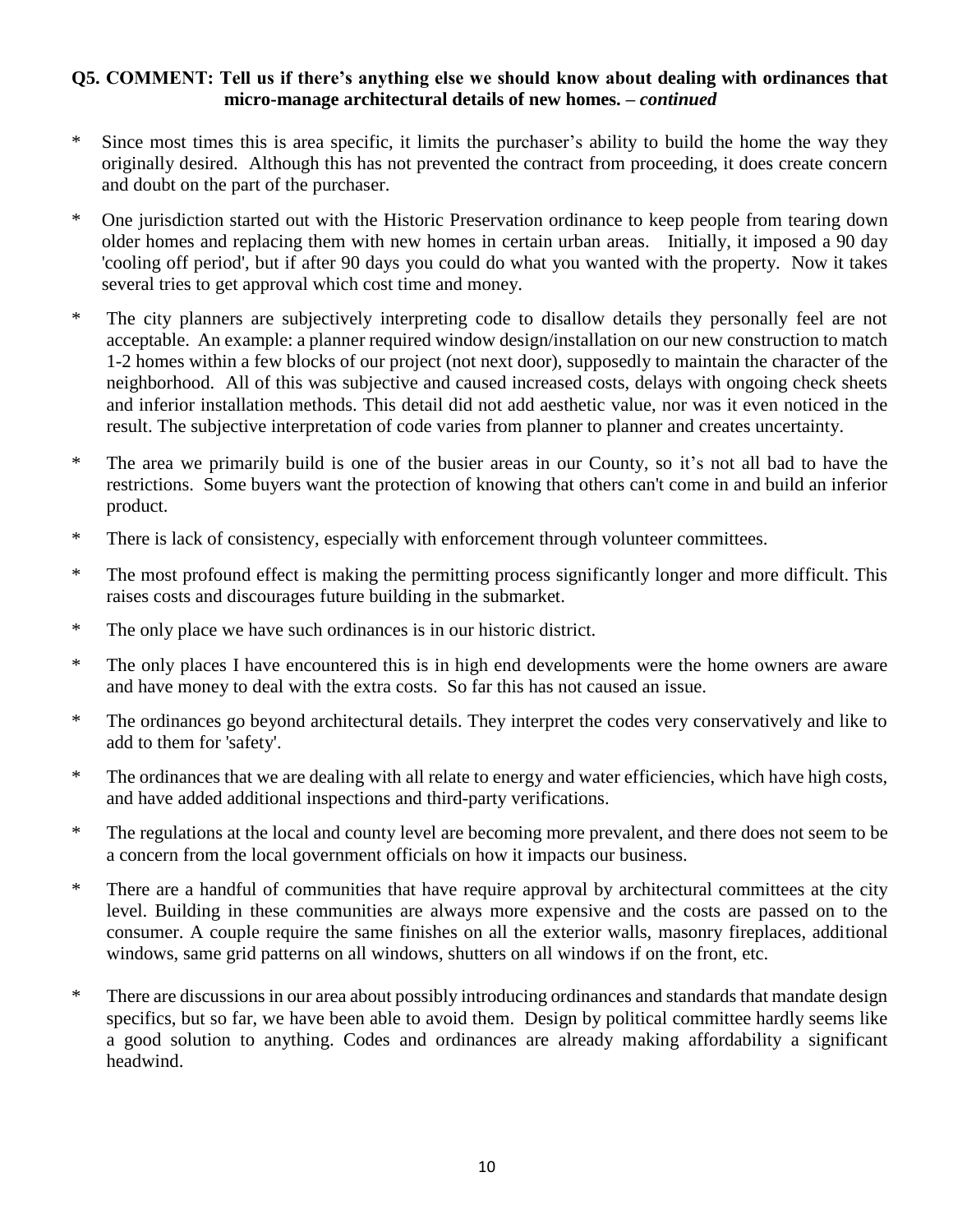**Q5. COMMENT: Tell us if there's anything else we should know about dealing with ordinances that micro-manage architectural details of new homes. –** ***continued***

* Since most times this is area specific, it limits the purchaser's ability to build the home the way they originally desired. Although this has not prevented the contract from proceeding, it does create concern and doubt on the part of the purchaser.

* One jurisdiction started out with the Historic Preservation ordinance to keep people from tearing down older homes and replacing them with new homes in certain urban areas. Initially, it imposed a 90 day 'cooling off period', but if after 90 days you could do what you wanted with the property. Now it takes several tries to get approval which cost time and money.

* The city planners are subjectively interpreting code to disallow details they personally feel are not acceptable. An example: a planner required window design/installation on our new construction to match 1-2 homes within a few blocks of our project (not next door), supposedly to maintain the character of the neighborhood. All of this was subjective and caused increased costs, delays with ongoing check sheets and inferior installation methods. This detail did not add aesthetic value, nor was it even noticed in the result. The subjective interpretation of code varies from planner to planner and creates uncertainty.

* The area we primarily build is one of the busier areas in our County, so it's not all bad to have the restrictions. Some buyers want the protection of knowing that others can't come in and build an inferior product.

* There is lack of consistency, especially with enforcement through volunteer committees.

* The most profound effect is making the permitting process significantly longer and more difficult. This raises costs and discourages future building in the submarket.

* The only place we have such ordinances is in our historic district.

* The only places I have encountered this is in high end developments were the home owners are aware and have money to deal with the extra costs. So far this has not caused an issue.

* The ordinances go beyond architectural details. They interpret the codes very conservatively and like to add to them for 'safety'.

* The ordinances that we are dealing with all relate to energy and water efficiencies, which have high costs, and have added additional inspections and third-party verifications.

* The regulations at the local and county level are becoming more prevalent, and there does not seem to be a concern from the local government officials on how it impacts our business.

* There are a handful of communities that have require approval by architectural committees at the city level. Building in these communities are always more expensive and the costs are passed on to the consumer. A couple require the same finishes on all the exterior walls, masonry fireplaces, additional windows, same grid patterns on all windows, shutters on all windows if on the front, etc.

* There are discussions in our area about possibly introducing ordinances and standards that mandate design specifics, but so far, we have been able to avoid them. Design by political committee hardly seems like a good solution to anything. Codes and ordinances are already making affordability a significant headwind.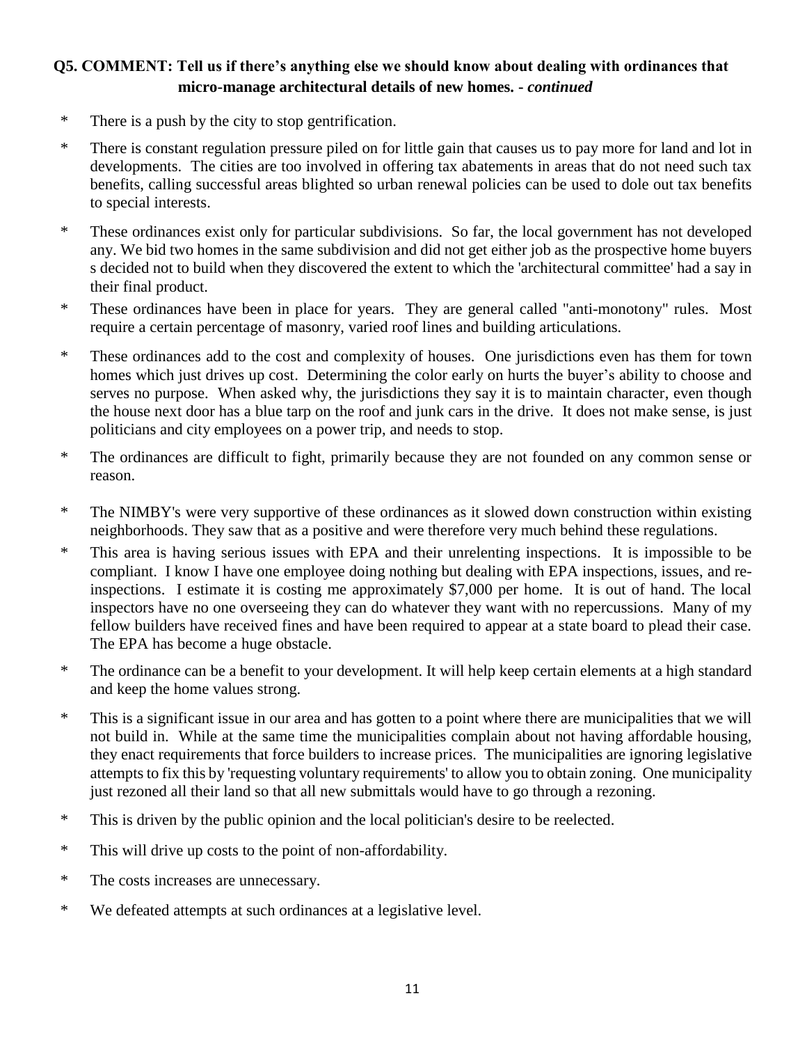### Q5. COMMENT: Tell us if there's anything else we should know about dealing with ordinances that micro-manage architectural details of new homes. - *continued*

* There is a push by the city to stop gentrification.
* There is constant regulation pressure piled on for little gain that causes us to pay more for land and lot in developments. The cities are too involved in offering tax abatements in areas that do not need such tax benefits, calling successful areas blighted so urban renewal policies can be used to dole out tax benefits to special interests.
* These ordinances exist only for particular subdivisions. So far, the local government has not developed any. We bid two homes in the same subdivision and did not get either job as the prospective home buyers s decided not to build when they discovered the extent to which the 'architectural committee' had a say in their final product.
* These ordinances have been in place for years. They are general called "anti-monotony" rules. Most require a certain percentage of masonry, varied roof lines and building articulations.
* These ordinances add to the cost and complexity of houses. One jurisdictions even has them for town homes which just drives up cost. Determining the color early on hurts the buyer's ability to choose and serves no purpose. When asked why, the jurisdictions they say it is to maintain character, even though the house next door has a blue tarp on the roof and junk cars in the drive. It does not make sense, is just politicians and city employees on a power trip, and needs to stop.
* The ordinances are difficult to fight, primarily because they are not founded on any common sense or reason.
* The NIMBY's were very supportive of these ordinances as it slowed down construction within existing neighborhoods. They saw that as a positive and were therefore very much behind these regulations.
* This area is having serious issues with EPA and their unrelenting inspections. It is impossible to be compliant. I know I have one employee doing nothing but dealing with EPA inspections, issues, and re-inspections. I estimate it is costing me approximately $7,000 per home. It is out of hand. The local inspectors have no one overseeing they can do whatever they want with no repercussions. Many of my fellow builders have received fines and have been required to appear at a state board to plead their case. The EPA has become a huge obstacle.
* The ordinance can be a benefit to your development. It will help keep certain elements at a high standard and keep the home values strong.
* This is a significant issue in our area and has gotten to a point where there are municipalities that we will not build in. While at the same time the municipalities complain about not having affordable housing, they enact requirements that force builders to increase prices. The municipalities are ignoring legislative attempts to fix this by 'requesting voluntary requirements' to allow you to obtain zoning. One municipality just rezoned all their land so that all new submittals would have to go through a rezoning.
* This is driven by the public opinion and the local politician's desire to be reelected.
* This will drive up costs to the point of non-affordability.
* The costs increases are unnecessary.
* We defeated attempts at such ordinances at a legislative level.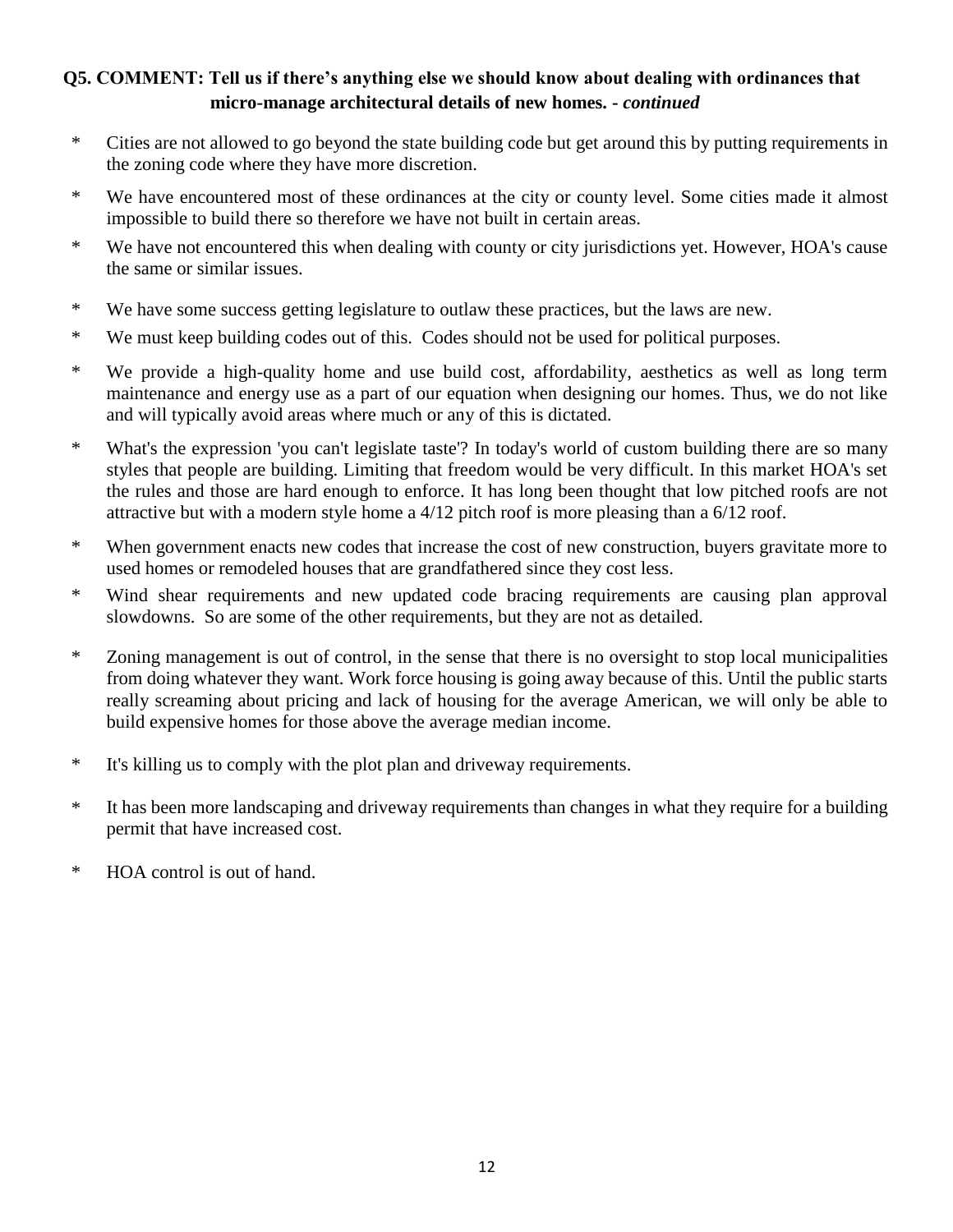### Q5. COMMENT: Tell us if there's anything else we should know about dealing with ordinances that micro-manage architectural details of new homes. - *continued*

* Cities are not allowed to go beyond the state building code but get around this by putting requirements in the zoning code where they have more discretion.
* We have encountered most of these ordinances at the city or county level. Some cities made it almost impossible to build there so therefore we have not built in certain areas.
* We have not encountered this when dealing with county or city jurisdictions yet. However, HOA's cause the same or similar issues.
* We have some success getting legislature to outlaw these practices, but the laws are new.
* We must keep building codes out of this. Codes should not be used for political purposes.
* We provide a high-quality home and use build cost, affordability, aesthetics as well as long term maintenance and energy use as a part of our equation when designing our homes. Thus, we do not like and will typically avoid areas where much or any of this is dictated.
* What's the expression 'you can't legislate taste'? In today's world of custom building there are so many styles that people are building. Limiting that freedom would be very difficult. In this market HOA's set the rules and those are hard enough to enforce. It has long been thought that low pitched roofs are not attractive but with a modern style home a 4/12 pitch roof is more pleasing than a 6/12 roof.
* When government enacts new codes that increase the cost of new construction, buyers gravitate more to used homes or remodeled houses that are grandfathered since they cost less.
* Wind shear requirements and new updated code bracing requirements are causing plan approval slowdowns. So are some of the other requirements, but they are not as detailed.
* Zoning management is out of control, in the sense that there is no oversight to stop local municipalities from doing whatever they want. Work force housing is going away because of this. Until the public starts really screaming about pricing and lack of housing for the average American, we will only be able to build expensive homes for those above the average median income.
* It's killing us to comply with the plot plan and driveway requirements.
* It has been more landscaping and driveway requirements than changes in what they require for a building permit that have increased cost.
* HOA control is out of hand.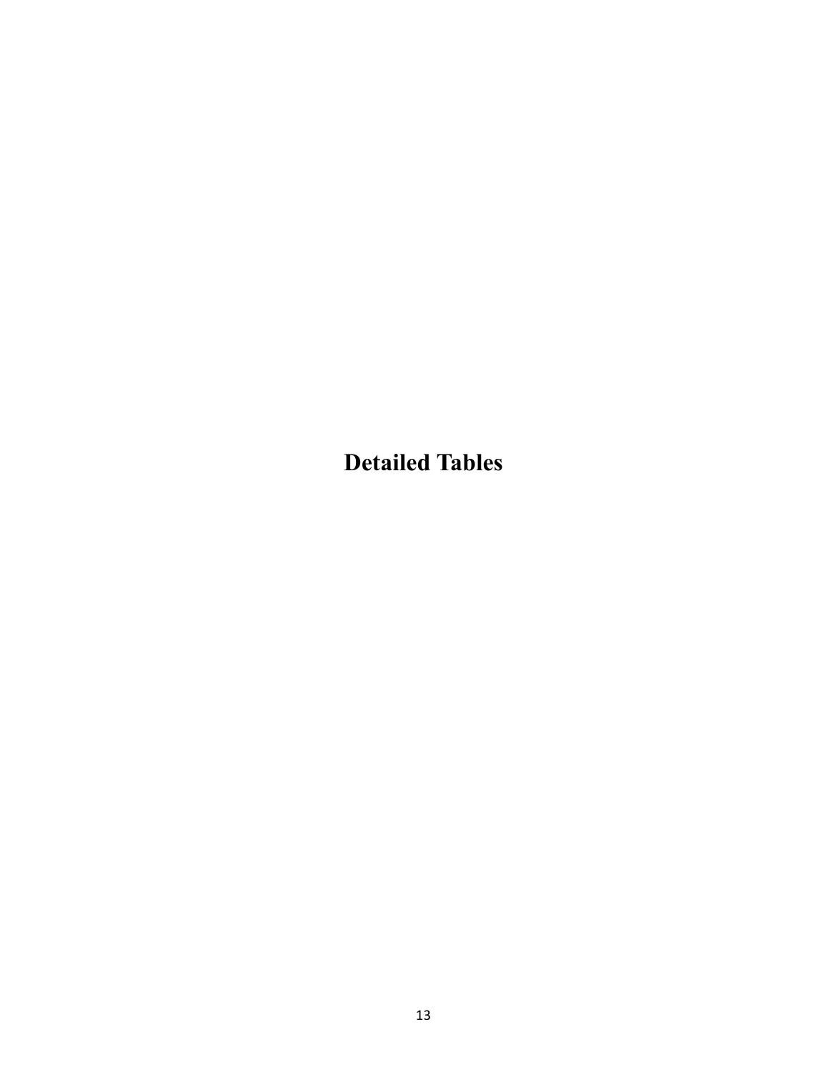# Detailed Tables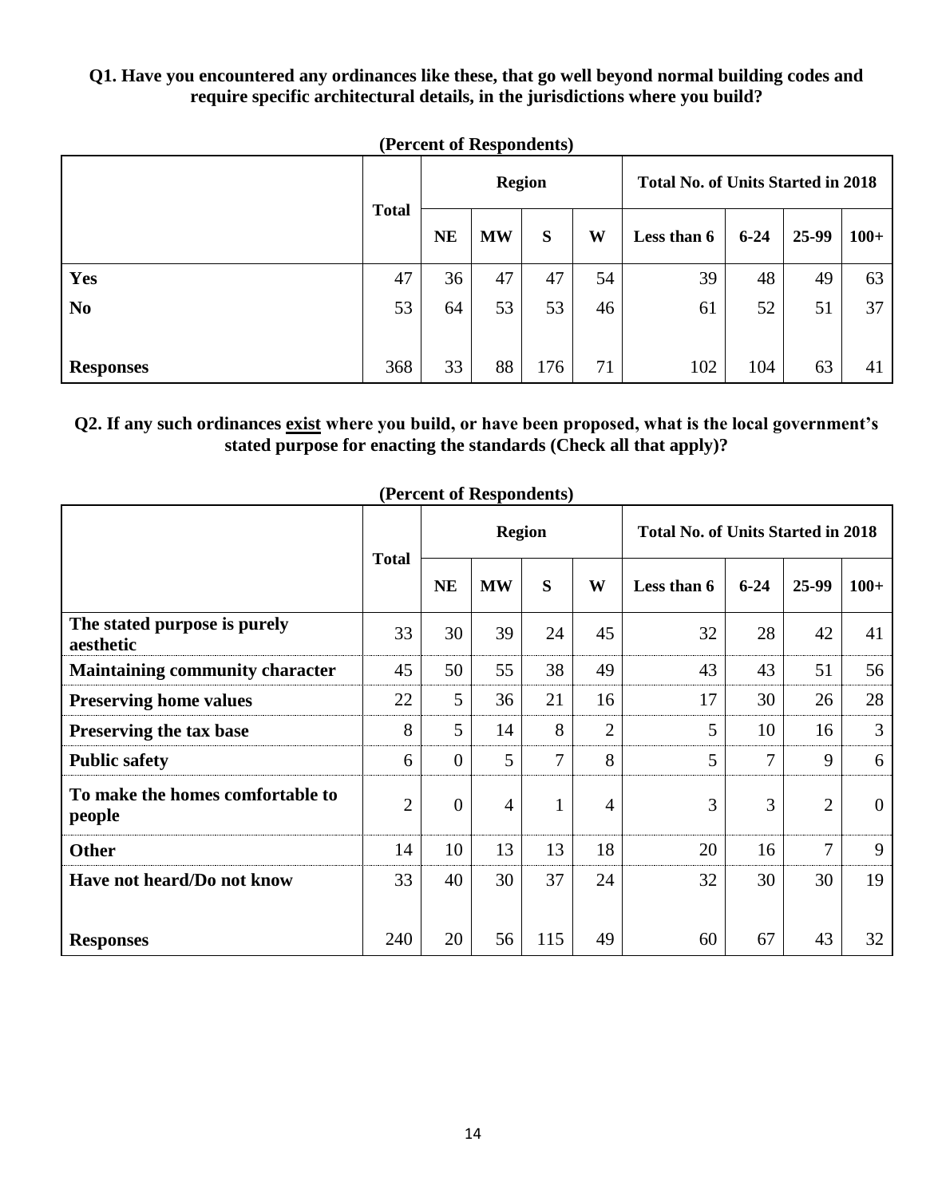**Q1. Have you encountered any ordinances like these, that go well beyond normal building codes and require specific architectural details, in the jurisdictions where you build?**

**(Percent of Respondents)**

| | Total | Region | | | | Total No. of Units Started in 2018 | | | |
|---|---|---|---|---|---|---|---|---|---|
| | | NE | MW | S | W | Less than 6 | 6-24 | 25-99 | 100+ |
| **Yes** | 47 | 36 | 47 | 47 | 54 | 39 | 48 | 49 | 63 |
| **No** | 53 | 64 | 53 | 53 | 46 | 61 | 52 | 51 | 37 |
| **Responses** | 368 | 33 | 88 | 176 | 71 | 102 | 104 | 63 | 41 |

**Q2. If any such ordinances exist where you build, or have been proposed, what is the local government's stated purpose for enacting the standards (Check all that apply)?**

**(Percent of Respondents)**

| | Total | Region | | | | Total No. of Units Started in 2018 | | | |
|---|---|---|---|---|---|---|---|---|---|
| | | NE | MW | S | W | Less than 6 | 6-24 | 25-99 | 100+ |
| **The stated purpose is purely aesthetic** | 33 | 30 | 39 | 24 | 45 | 32 | 28 | 42 | 41 |
| **Maintaining community character** | 45 | 50 | 55 | 38 | 49 | 43 | 43 | 51 | 56 |
| **Preserving home values** | 22 | 5 | 36 | 21 | 16 | 17 | 30 | 26 | 28 |
| **Preserving the tax base** | 8 | 5 | 14 | 8 | 2 | 5 | 10 | 16 | 3 |
| **Public safety** | 6 | 0 | 5 | 7 | 8 | 5 | 7 | 9 | 6 |
| **To make the homes comfortable to people** | 2 | 0 | 4 | 1 | 4 | 3 | 3 | 2 | 0 |
| **Other** | 14 | 10 | 13 | 13 | 18 | 20 | 16 | 7 | 9 |
| **Have not heard/Do not know** | 33 | 40 | 30 | 37 | 24 | 32 | 30 | 30 | 19 |
| **Responses** | 240 | 20 | 56 | 115 | 49 | 60 | 67 | 43 | 32 |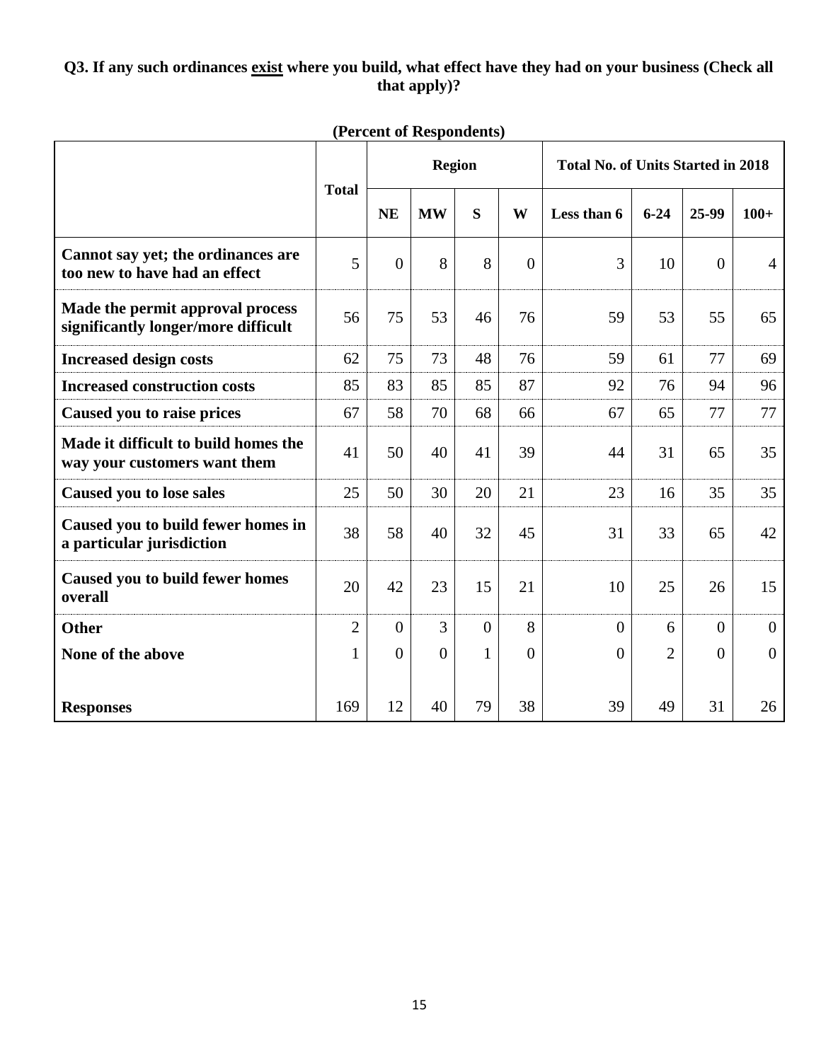**Q3. If any such ordinances exist where you build, what effect have they had on your business (Check all that apply)?**

**(Percent of Respondents)**

| | Total | Region | | | | Total No. of Units Started in 2018 | | | |
|---|---|---|---|---|---|---|---|---|---|
| | | NE | MW | S | W | Less than 6 | 6-24 | 25-99 | 100+ |
| **Cannot say yet; the ordinances are too new to have had an effect** | 5 | 0 | 8 | 8 | 0 | 3 | 10 | 0 | 4 |
| **Made the permit approval process significantly longer/more difficult** | 56 | 75 | 53 | 46 | 76 | 59 | 53 | 55 | 65 |
| **Increased design costs** | 62 | 75 | 73 | 48 | 76 | 59 | 61 | 77 | 69 |
| **Increased construction costs** | 85 | 83 | 85 | 85 | 87 | 92 | 76 | 94 | 96 |
| **Caused you to raise prices** | 67 | 58 | 70 | 68 | 66 | 67 | 65 | 77 | 77 |
| **Made it difficult to build homes the way your customers want them** | 41 | 50 | 40 | 41 | 39 | 44 | 31 | 65 | 35 |
| **Caused you to lose sales** | 25 | 50 | 30 | 20 | 21 | 23 | 16 | 35 | 35 |
| **Caused you to build fewer homes in a particular jurisdiction** | 38 | 58 | 40 | 32 | 45 | 31 | 33 | 65 | 42 |
| **Caused you to build fewer homes overall** | 20 | 42 | 23 | 15 | 21 | 10 | 25 | 26 | 15 |
| **Other** | 2 | 0 | 3 | 0 | 8 | 0 | 6 | 0 | 0 |
| **None of the above** | 1 | 0 | 0 | 1 | 0 | 0 | 2 | 0 | 0 |
| **Responses** | 169 | 12 | 40 | 79 | 38 | 39 | 49 | 31 | 26 |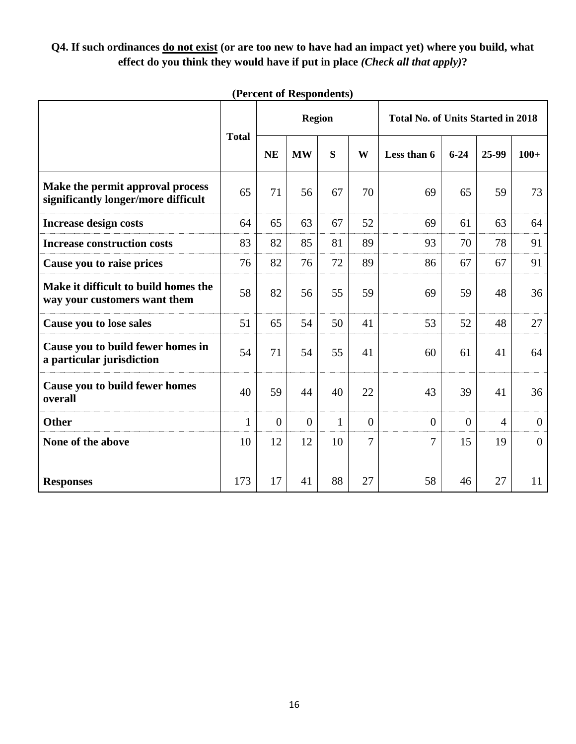**Q4. If such ordinances <u>do not exist</u> (or are too new to have had an impact yet) where you build, what effect do you think they would have if put in place *(Check all that apply)*?**

**(Percent of Respondents)**

| | Total | Region | | | | Total No. of Units Started in 2018 | | | |
|---|---|---|---|---|---|---|---|---|---|
| | | NE | MW | S | W | Less than 6 | 6-24 | 25-99 | 100+ |
| **Make the permit approval process significantly longer/more difficult** | 65 | 71 | 56 | 67 | 70 | 69 | 65 | 59 | 73 |
| **Increase design costs** | 64 | 65 | 63 | 67 | 52 | 69 | 61 | 63 | 64 |
| **Increase construction costs** | 83 | 82 | 85 | 81 | 89 | 93 | 70 | 78 | 91 |
| **Cause you to raise prices** | 76 | 82 | 76 | 72 | 89 | 86 | 67 | 67 | 91 |
| **Make it difficult to build homes the way your customers want them** | 58 | 82 | 56 | 55 | 59 | 69 | 59 | 48 | 36 |
| **Cause you to lose sales** | 51 | 65 | 54 | 50 | 41 | 53 | 52 | 48 | 27 |
| **Cause you to build fewer homes in a particular jurisdiction** | 54 | 71 | 54 | 55 | 41 | 60 | 61 | 41 | 64 |
| **Cause you to build fewer homes overall** | 40 | 59 | 44 | 40 | 22 | 43 | 39 | 41 | 36 |
| **Other** | 1 | 0 | 0 | 1 | 0 | 0 | 0 | 4 | 0 |
| **None of the above** | 10 | 12 | 12 | 10 | 7 | 7 | 15 | 19 | 0 |
| **Responses** | 173 | 17 | 41 | 88 | 27 | 58 | 46 | 27 | 11 |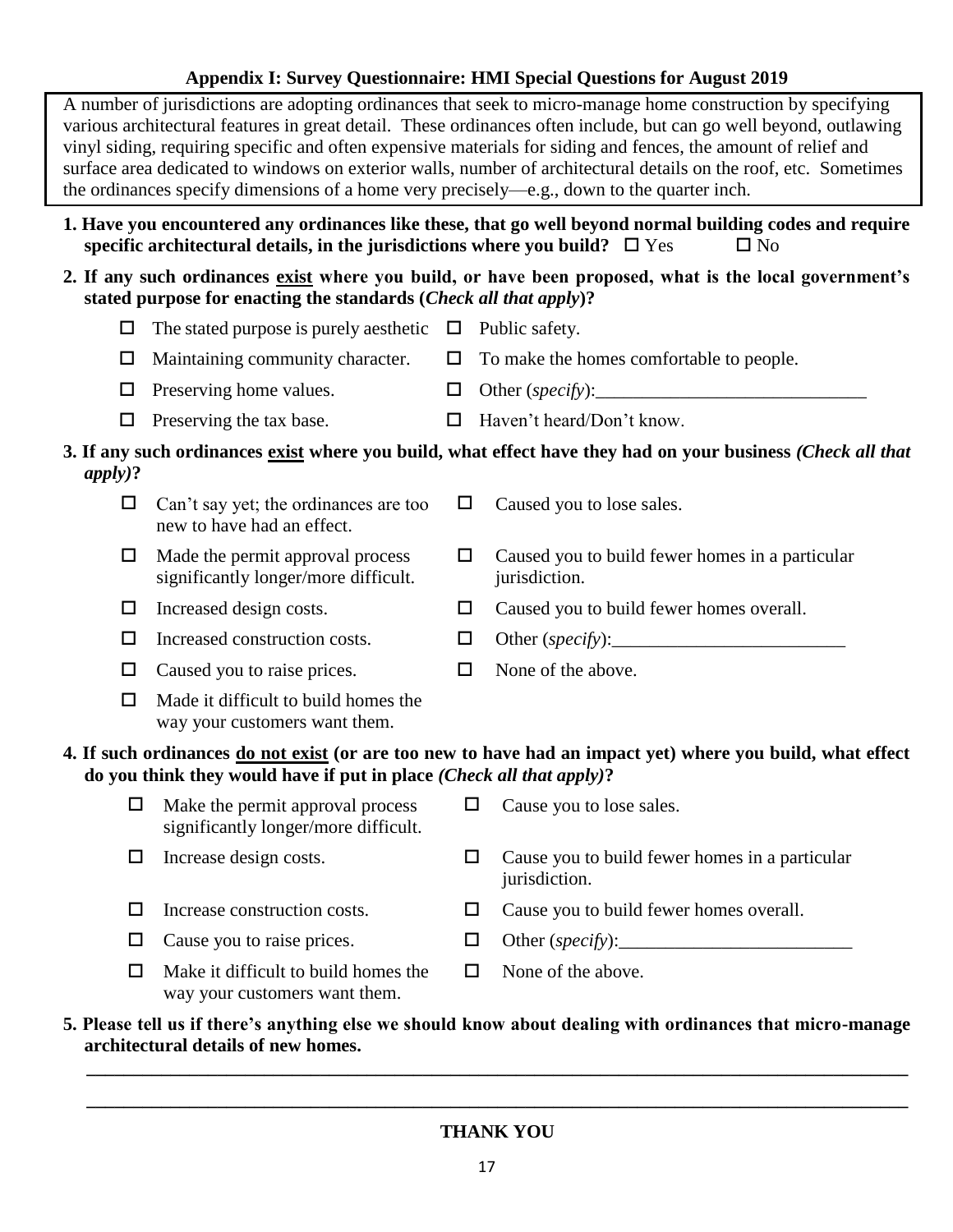## Appendix I: Survey Questionnaire: HMI Special Questions for August 2019

A number of jurisdictions are adopting ordinances that seek to micro-manage home construction by specifying various architectural features in great detail. These ordinances often include, but can go well beyond, outlawing vinyl siding, requiring specific and often expensive materials for siding and fences, the amount of relief and surface area dedicated to windows on exterior walls, number of architectural details on the roof, etc. Sometimes the ordinances specify dimensions of a home very precisely—e.g., down to the quarter inch.

**1. Have you encountered any ordinances like these, that go well beyond normal building codes and require specific architectural details, in the jurisdictions where you build?** ☐ Yes ☐ No

**2. If any such ordinances exist where you build, or have been proposed, what is the local government's stated purpose for enacting the standards (*Check all that apply*)?**

- ☐ The stated purpose is purely aesthetic
- ☐ Maintaining community character.
- ☐ Preserving home values.
- ☐ Preserving the tax base.
- ☐ Public safety.
- ☐ To make the homes comfortable to people.
- ☐ Other (*specify*):______________________________
- ☐ Haven't heard/Don't know.

**3. If any such ordinances exist where you build, what effect have they had on your business *(Check all that apply)*?**

- ☐ Can't say yet; the ordinances are too new to have had an effect.
- ☐ Made the permit approval process significantly longer/more difficult.
- ☐ Increased design costs.
- ☐ Increased construction costs.
- ☐ Caused you to raise prices.
- ☐ Made it difficult to build homes the way your customers want them.
- ☐ Caused you to lose sales.
- ☐ Caused you to build fewer homes in a particular jurisdiction.
- ☐ Caused you to build fewer homes overall.
- ☐ Other (*specify*):_________________________
- ☐ None of the above.

**4. If such ordinances do not exist (or are too new to have had an impact yet) where you build, what effect do you think they would have if put in place *(Check all that apply)*?**

- ☐ Make the permit approval process significantly longer/more difficult.
- ☐ Increase design costs.
- ☐ Increase construction costs.
- ☐ Cause you to raise prices.
- ☐ Make it difficult to build homes the way your customers want them.
- ☐ Cause you to lose sales.
- ☐ Cause you to build fewer homes in a particular jurisdiction.
- ☐ Cause you to build fewer homes overall.
- ☐ Other (*specify*):_________________________
- ☐ None of the above.

**5. Please tell us if there's anything else we should know about dealing with ordinances that micro-manage architectural details of new homes.**

______________________________________________________________________________

______________________________________________________________________________

**THANK YOU**